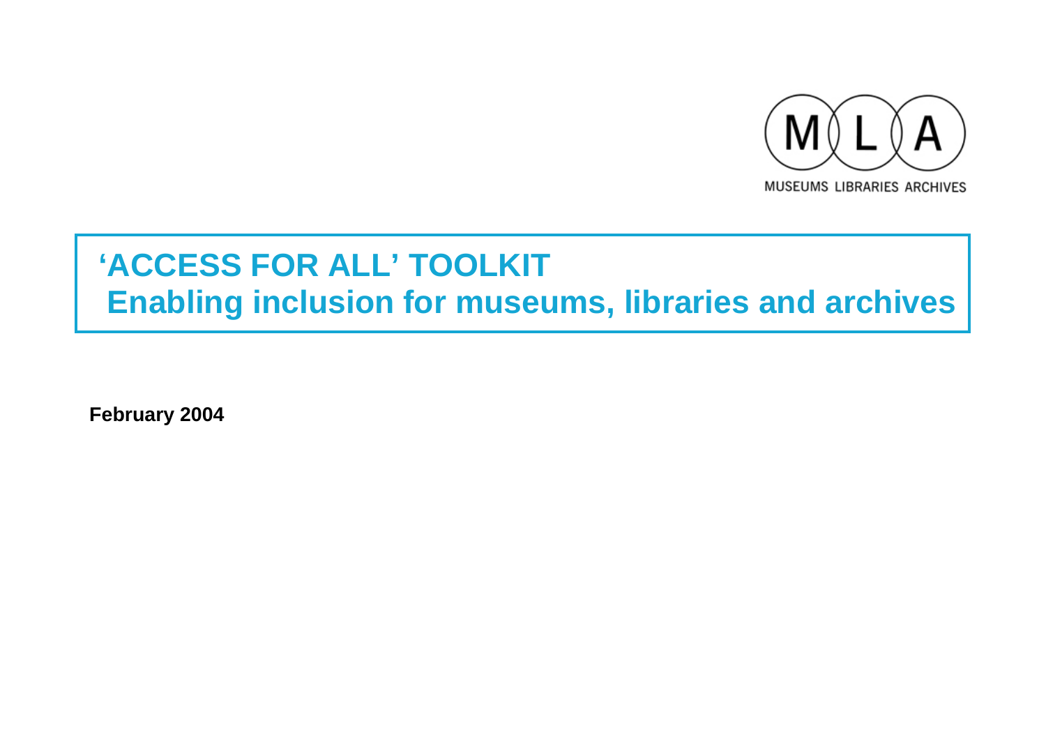MUSEUMS LIBRARIES ARCHIVES

# 'ACCESS FOR ALL' TOOLKIT
# Enabling inclusion for museums, libraries and archives

**February 2004**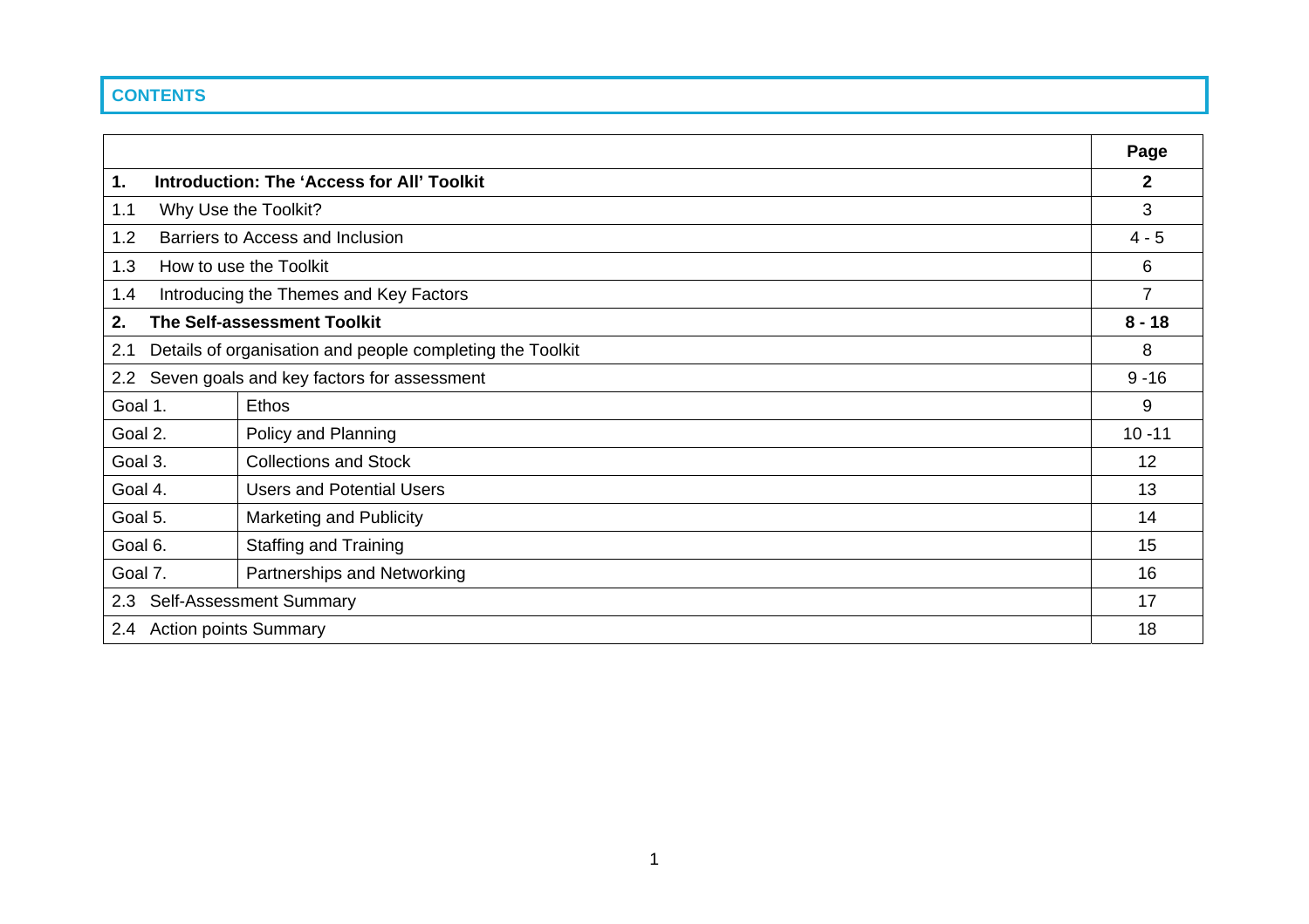## CONTENTS

| | | Page |
|---|---|---|
| **1.** | **Introduction: The 'Access for All' Toolkit** | **2** |
| 1.1 | Why Use the Toolkit? | 3 |
| 1.2 | Barriers to Access and Inclusion | 4 - 5 |
| 1.3 | How to use the Toolkit | 6 |
| 1.4 | Introducing the Themes and Key Factors | 7 |
| **2.** | **The Self-assessment Toolkit** | **8 - 18** |
| 2.1 | Details of organisation and people completing the Toolkit | 8 |
| 2.2 | Seven goals and key factors for assessment | 9 -16 |
| Goal 1. | Ethos | 9 |
| Goal 2. | Policy and Planning | 10 -11 |
| Goal 3. | Collections and Stock | 12 |
| Goal 4. | Users and Potential Users | 13 |
| Goal 5. | Marketing and Publicity | 14 |
| Goal 6. | Staffing and Training | 15 |
| Goal 7. | Partnerships and Networking | 16 |
| 2.3 | Self-Assessment Summary | 17 |
| 2.4 | Action points Summary | 18 |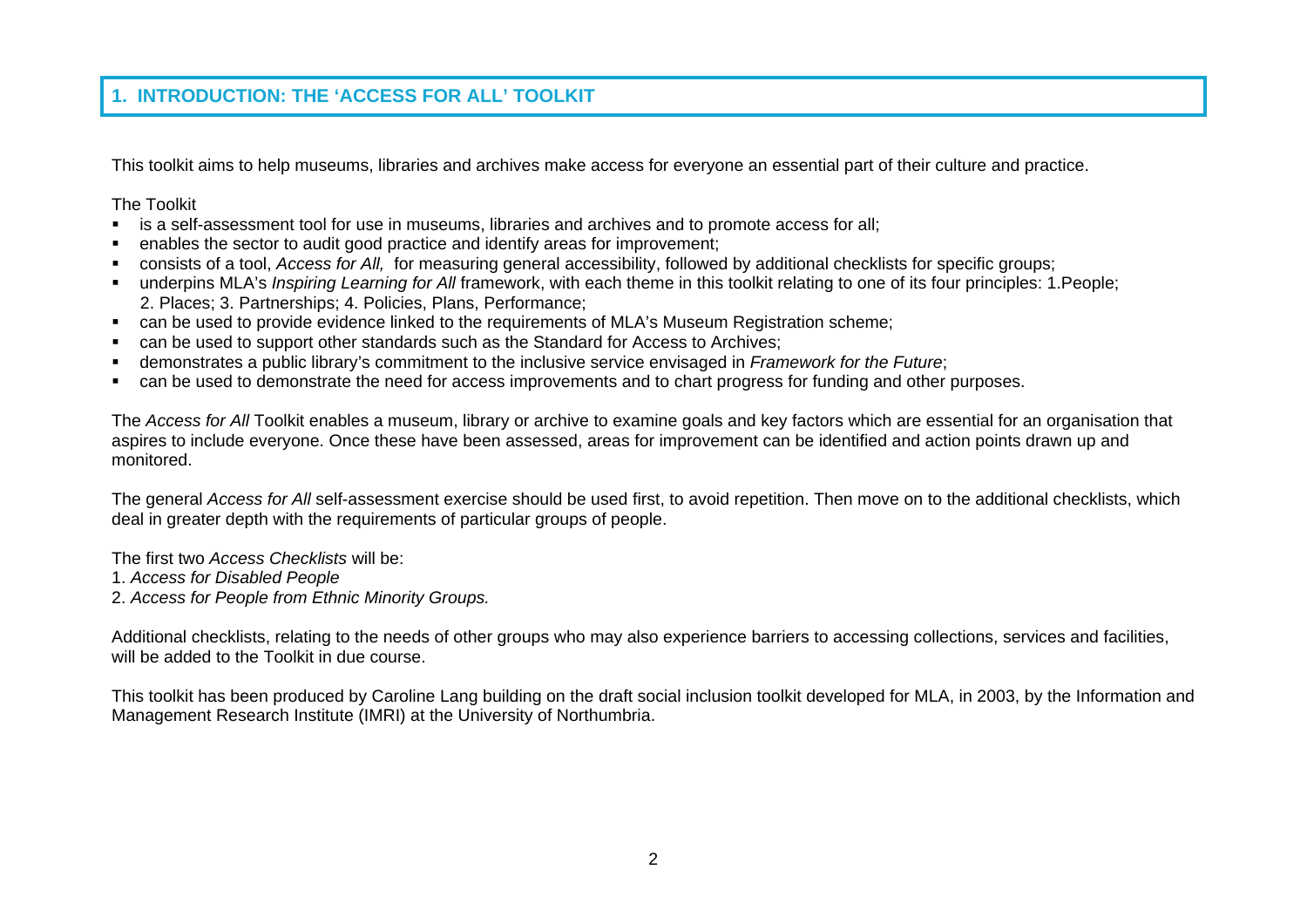## 1. INTRODUCTION: THE 'ACCESS FOR ALL' TOOLKIT

This toolkit aims to help museums, libraries and archives make access for everyone an essential part of their culture and practice.

The Toolkit

- is a self-assessment tool for use in museums, libraries and archives and to promote access for all;
- enables the sector to audit good practice and identify areas for improvement;
- consists of a tool, *Access for All,* for measuring general accessibility, followed by additional checklists for specific groups;
- underpins MLA's *Inspiring Learning for All* framework, with each theme in this toolkit relating to one of its four principles: 1.People; 2. Places; 3. Partnerships; 4. Policies, Plans, Performance;
- can be used to provide evidence linked to the requirements of MLA's Museum Registration scheme;
- can be used to support other standards such as the Standard for Access to Archives;
- demonstrates a public library's commitment to the inclusive service envisaged in *Framework for the Future*;
- can be used to demonstrate the need for access improvements and to chart progress for funding and other purposes.

The *Access for All* Toolkit enables a museum, library or archive to examine goals and key factors which are essential for an organisation that aspires to include everyone. Once these have been assessed, areas for improvement can be identified and action points drawn up and monitored.

The general *Access for All* self-assessment exercise should be used first, to avoid repetition. Then move on to the additional checklists, which deal in greater depth with the requirements of particular groups of people.

The first two *Access Checklists* will be:
1. *Access for Disabled People*
2. *Access for People from Ethnic Minority Groups.*

Additional checklists, relating to the needs of other groups who may also experience barriers to accessing collections, services and facilities, will be added to the Toolkit in due course.

This toolkit has been produced by Caroline Lang building on the draft social inclusion toolkit developed for MLA, in 2003, by the Information and Management Research Institute (IMRI) at the University of Northumbria.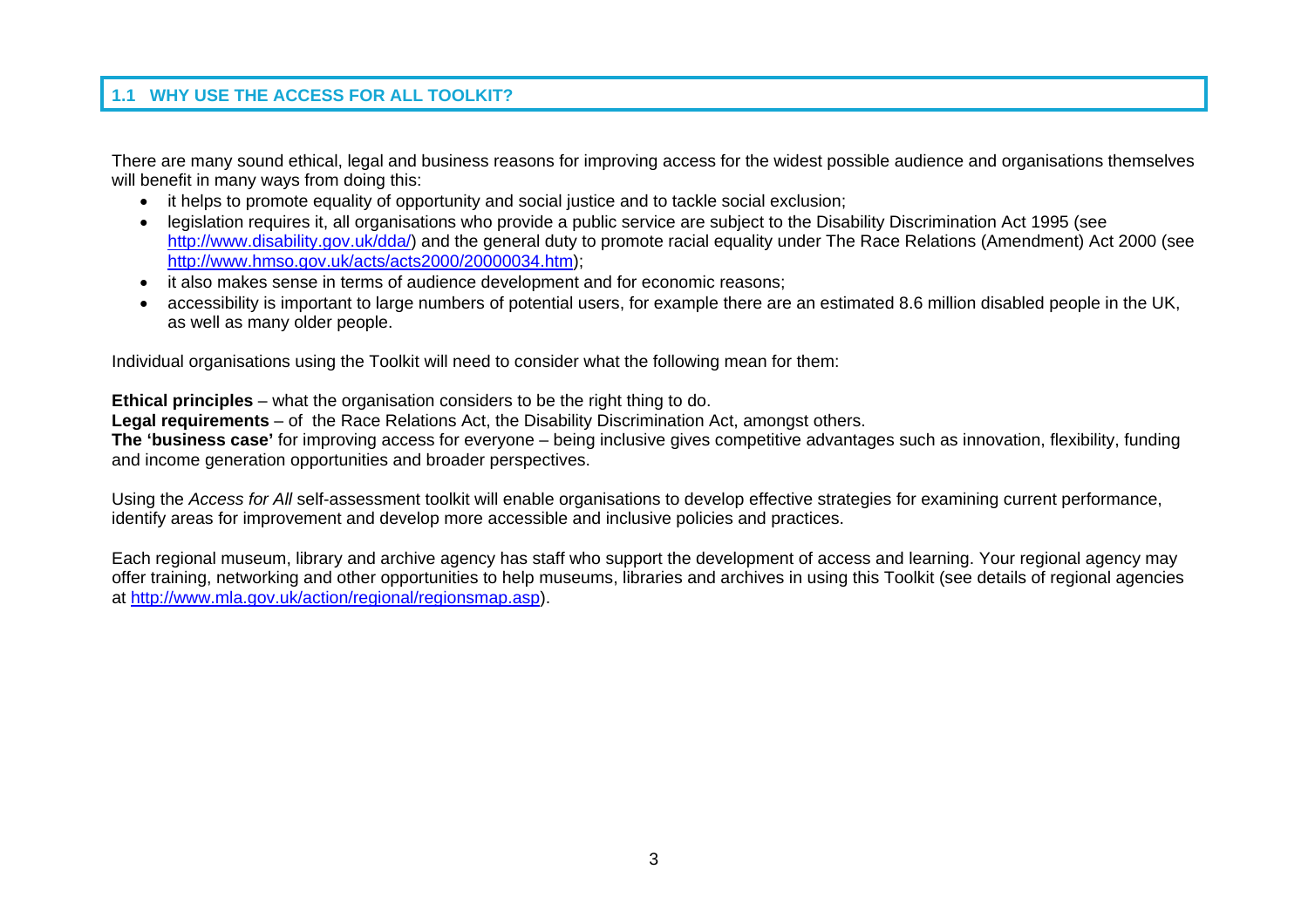## 1.1 WHY USE THE ACCESS FOR ALL TOOLKIT?

There are many sound ethical, legal and business reasons for improving access for the widest possible audience and organisations themselves will benefit in many ways from doing this:

- it helps to promote equality of opportunity and social justice and to tackle social exclusion;
- legislation requires it, all organisations who provide a public service are subject to the Disability Discrimination Act 1995 (see http://www.disability.gov.uk/dda/) and the general duty to promote racial equality under The Race Relations (Amendment) Act 2000 (see http://www.hmso.gov.uk/acts/acts2000/20000034.htm);
- it also makes sense in terms of audience development and for economic reasons;
- accessibility is important to large numbers of potential users, for example there are an estimated 8.6 million disabled people in the UK, as well as many older people.

Individual organisations using the Toolkit will need to consider what the following mean for them:

**Ethical principles** – what the organisation considers to be the right thing to do.
**Legal requirements** – of the Race Relations Act, the Disability Discrimination Act, amongst others.
**The 'business case'** for improving access for everyone – being inclusive gives competitive advantages such as innovation, flexibility, funding and income generation opportunities and broader perspectives.

Using the *Access for All* self-assessment toolkit will enable organisations to develop effective strategies for examining current performance, identify areas for improvement and develop more accessible and inclusive policies and practices.

Each regional museum, library and archive agency has staff who support the development of access and learning. Your regional agency may offer training, networking and other opportunities to help museums, libraries and archives in using this Toolkit (see details of regional agencies at http://www.mla.gov.uk/action/regional/regionsmap.asp).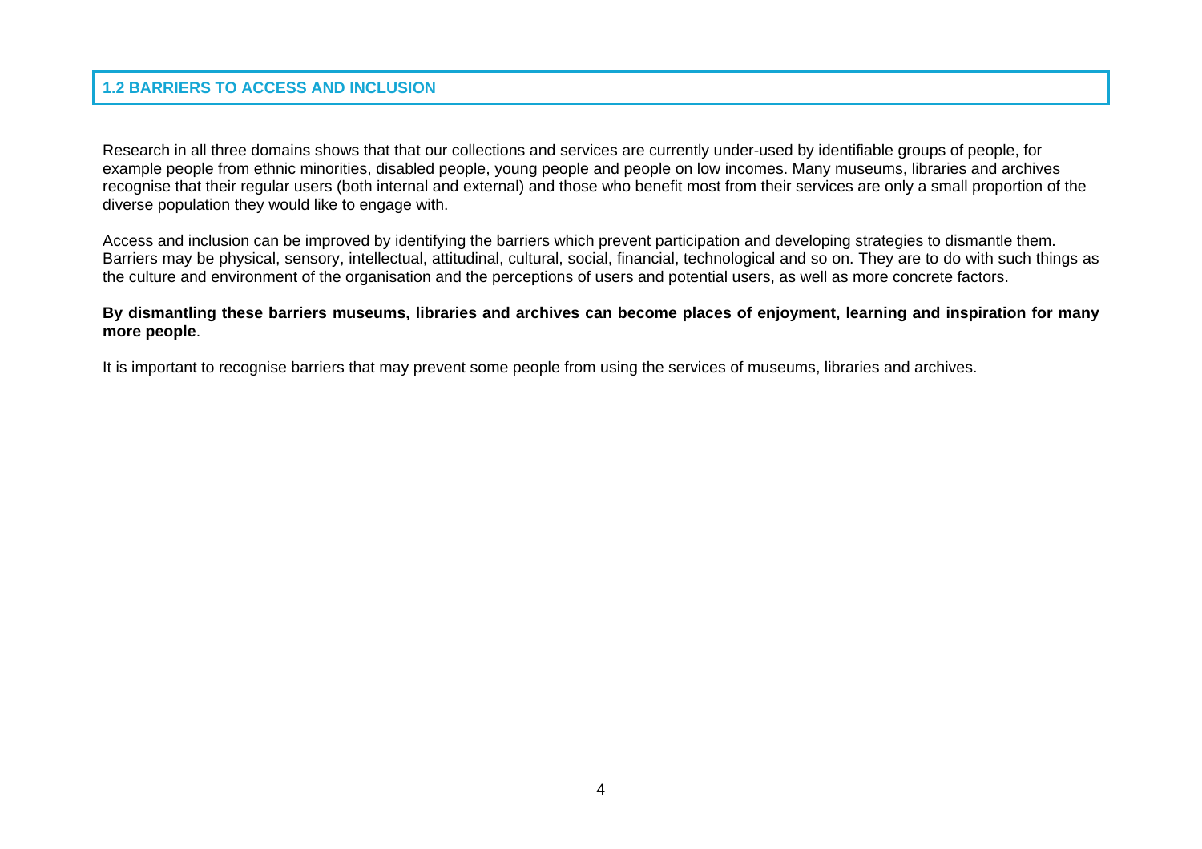## 1.2 BARRIERS TO ACCESS AND INCLUSION

Research in all three domains shows that that our collections and services are currently under-used by identifiable groups of people, for example people from ethnic minorities, disabled people, young people and people on low incomes. Many museums, libraries and archives recognise that their regular users (both internal and external) and those who benefit most from their services are only a small proportion of the diverse population they would like to engage with.

Access and inclusion can be improved by identifying the barriers which prevent participation and developing strategies to dismantle them. Barriers may be physical, sensory, intellectual, attitudinal, cultural, social, financial, technological and so on. They are to do with such things as the culture and environment of the organisation and the perceptions of users and potential users, as well as more concrete factors.

**By dismantling these barriers museums, libraries and archives can become places of enjoyment, learning and inspiration for many more people**.

It is important to recognise barriers that may prevent some people from using the services of museums, libraries and archives.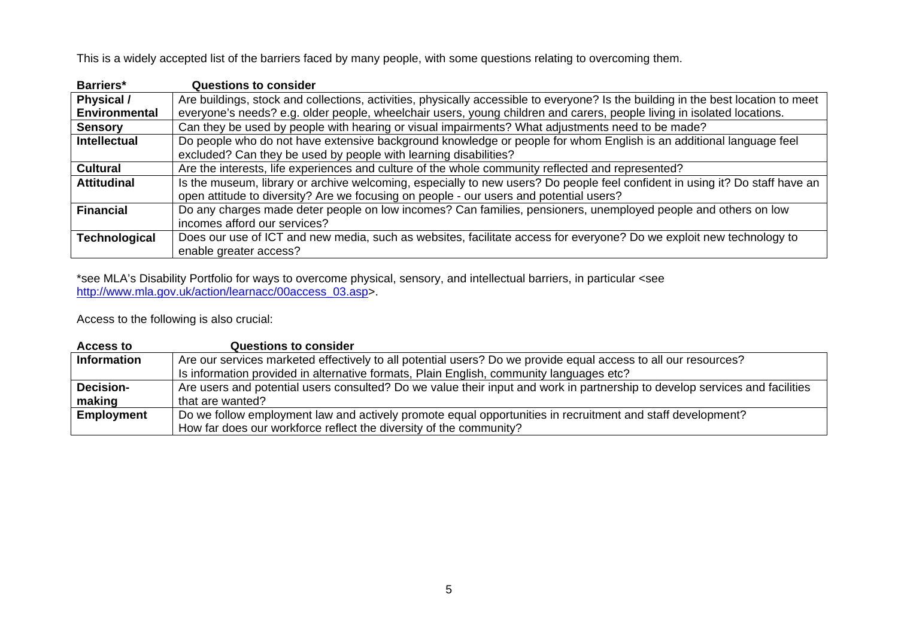This is a widely accepted list of the barriers faced by many people, with some questions relating to overcoming them.

| Barriers* | Questions to consider |
|---|---|
| **Physical / Environmental** | Are buildings, stock and collections, activities, physically accessible to everyone? Is the building in the best location to meet everyone's needs? e.g. older people, wheelchair users, young children and carers, people living in isolated locations. |
| **Sensory** | Can they be used by people with hearing or visual impairments? What adjustments need to be made? |
| **Intellectual** | Do people who do not have extensive background knowledge or people for whom English is an additional language feel excluded? Can they be used by people with learning disabilities? |
| **Cultural** | Are the interests, life experiences and culture of the whole community reflected and represented? |
| **Attitudinal** | Is the museum, library or archive welcoming, especially to new users? Do people feel confident in using it? Do staff have an open attitude to diversity? Are we focusing on people - our users and potential users? |
| **Financial** | Do any charges made deter people on low incomes? Can families, pensioners, unemployed people and others on low incomes afford our services? |
| **Technological** | Does our use of ICT and new media, such as websites, facilitate access for everyone? Do we exploit new technology to enable greater access? |

*see MLA's Disability Portfolio for ways to overcome physical, sensory, and intellectual barriers, in particular <see http://www.mla.gov.uk/action/learnacc/00access_03.asp>.

Access to the following is also crucial:

| Access to | Questions to consider |
|---|---|
| **Information** | Are our services marketed effectively to all potential users? Do we provide equal access to all our resources? Is information provided in alternative formats, Plain English, community languages etc? |
| **Decision-making** | Are users and potential users consulted? Do we value their input and work in partnership to develop services and facilities that are wanted? |
| **Employment** | Do we follow employment law and actively promote equal opportunities in recruitment and staff development? How far does our workforce reflect the diversity of the community? |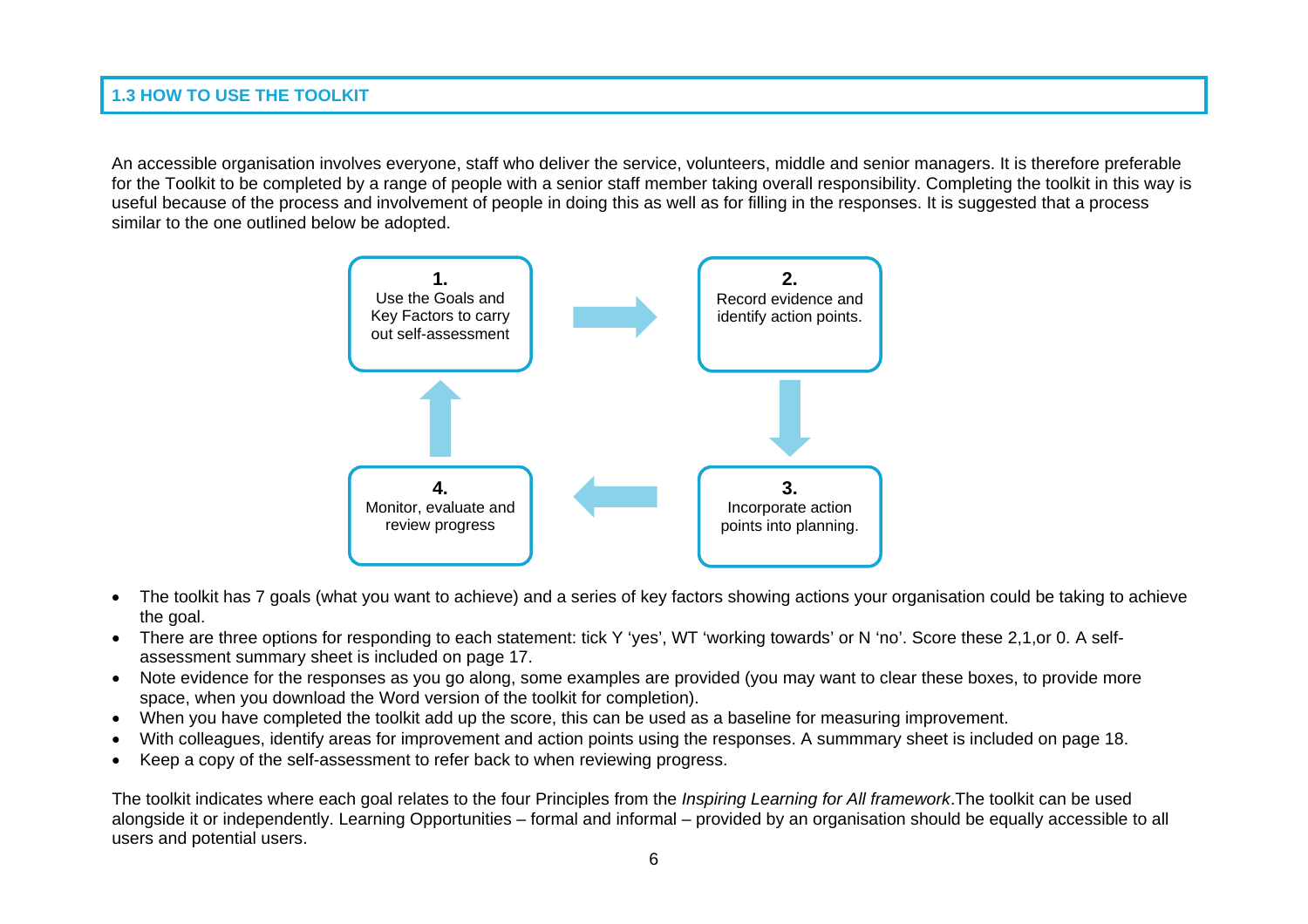## 1.3 HOW TO USE THE TOOLKIT

An accessible organisation involves everyone, staff who deliver the service, volunteers, middle and senior managers. It is therefore preferable for the Toolkit to be completed by a range of people with a senior staff member taking overall responsibility. Completing the toolkit in this way is useful because of the process and involvement of people in doing this as well as for filling in the responses. It is suggested that a process similar to the one outlined below be adopted.

**1.** Use the Goals and Key Factors to carry out self-assessment

**2.** Record evidence and identify action points.

**3.** Incorporate action points into planning.

**4.** Monitor, evaluate and review progress

- The toolkit has 7 goals (what you want to achieve) and a series of key factors showing actions your organisation could be taking to achieve the goal.
- There are three options for responding to each statement: tick Y 'yes', WT 'working towards' or N 'no'. Score these 2,1,or 0. A self-assessment summary sheet is included on page 17.
- Note evidence for the responses as you go along, some examples are provided (you may want to clear these boxes, to provide more space, when you download the Word version of the toolkit for completion).
- When you have completed the toolkit add up the score, this can be used as a baseline for measuring improvement.
- With colleagues, identify areas for improvement and action points using the responses. A summmary sheet is included on page 18.
- Keep a copy of the self-assessment to refer back to when reviewing progress.

The toolkit indicates where each goal relates to the four Principles from the *Inspiring Learning for All framework*.The toolkit can be used alongside it or independently. Learning Opportunities – formal and informal – provided by an organisation should be equally accessible to all users and potential users.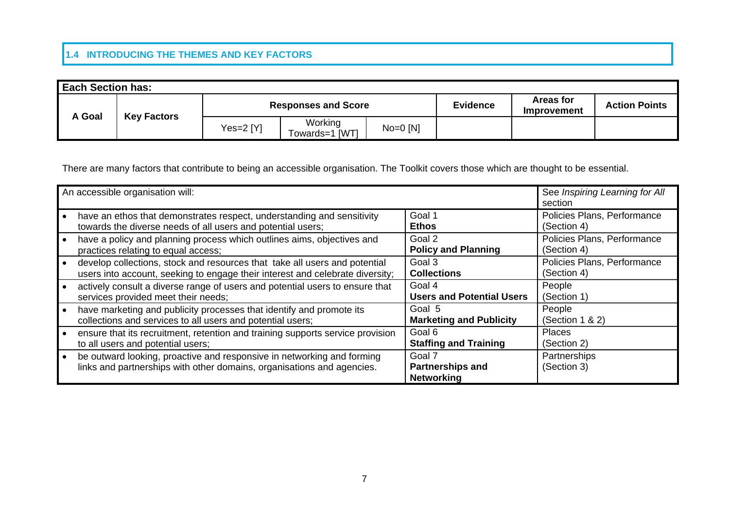## 1.4 INTRODUCING THE THEMES AND KEY FACTORS

| Each Section has: | | | | | | | | |
|---|---|---|---|---|---|---|---|---|
| A Goal | Key Factors | Responses and Score | | | Evidence | Areas for Improvement | Action Points |
| | | Yes=2 [Y] | Working Towards=1 [WT] | No=0 [N] | | | |

There are many factors that contribute to being an accessible organisation. The Toolkit covers those which are thought to be essential.

| An accessible organisation will: | | See *Inspiring Learning for All* section |
|---|---|---|
| • have an ethos that demonstrates respect, understanding and sensitivity towards the diverse needs of all users and potential users; | Goal 1 **Ethos** | Policies Plans, Performance (Section 4) |
| • have a policy and planning process which outlines aims, objectives and practices relating to equal access; | Goal 2 **Policy and Planning** | Policies Plans, Performance (Section 4) |
| • develop collections, stock and resources that take all users and potential users into account, seeking to engage their interest and celebrate diversity; | Goal 3 **Collections** | Policies Plans, Performance (Section 4) |
| • actively consult a diverse range of users and potential users to ensure that services provided meet their needs; | Goal 4 **Users and Potential Users** | People (Section 1) |
| • have marketing and publicity processes that identify and promote its collections and services to all users and potential users; | Goal 5 **Marketing and Publicity** | People (Section 1 & 2) |
| • ensure that its recruitment, retention and training supports service provision to all users and potential users; | Goal 6 **Staffing and Training** | Places (Section 2) |
| • be outward looking, proactive and responsive in networking and forming links and partnerships with other domains, organisations and agencies. | Goal 7 **Partnerships and Networking** | Partnerships (Section 3) |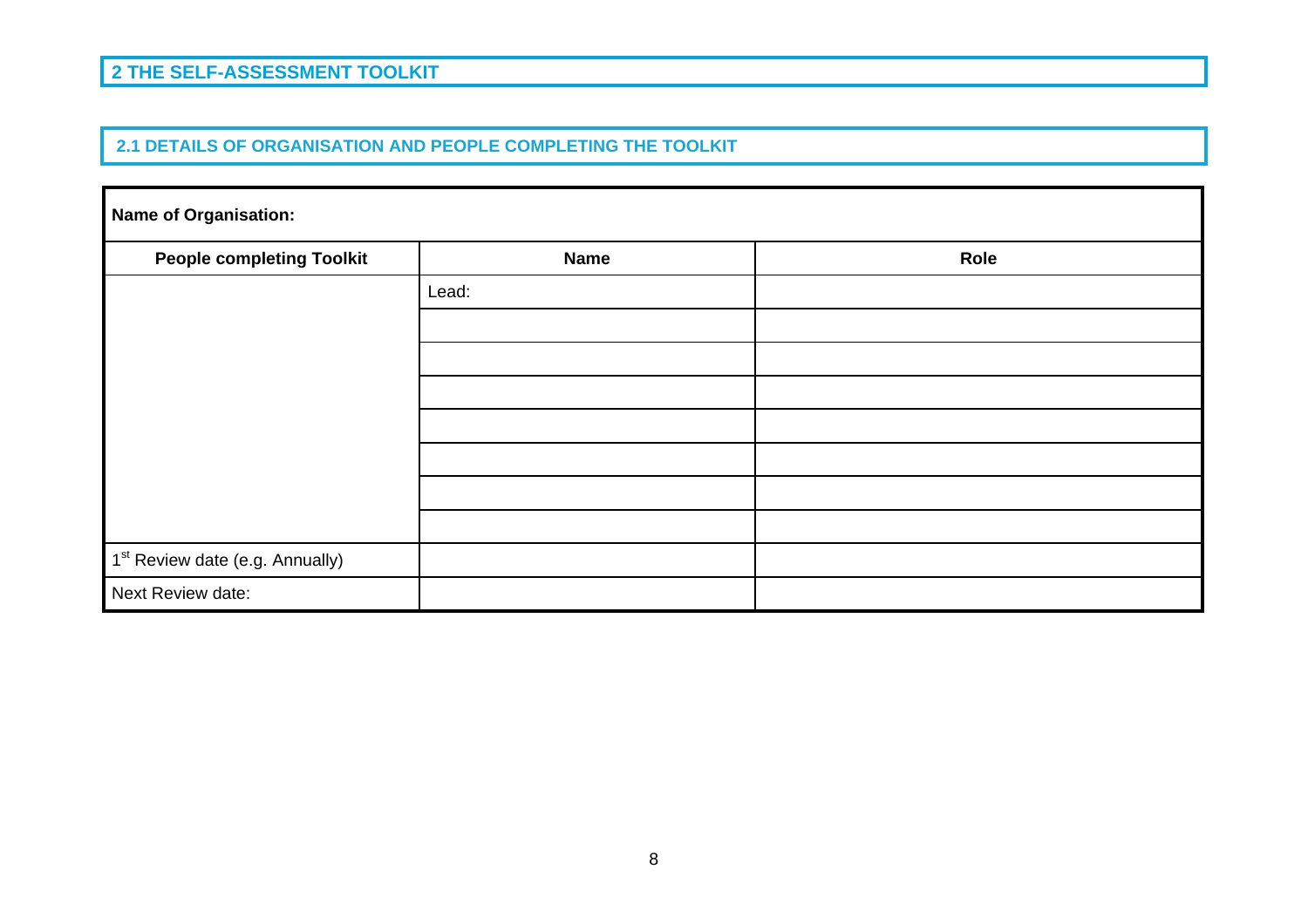## 2 THE SELF-ASSESSMENT TOOLKIT

### 2.1 DETAILS OF ORGANISATION AND PEOPLE COMPLETING THE TOOLKIT

| **Name of Organisation:** | | |
|---|---|---|
| **People completing Toolkit** | **Name** | **Role** |
| | Lead: | |
| | | |
| | | |
| | | |
| | | |
| | | |
| | | |
| | | |
| 1st Review date (e.g. Annually) | | |
| Next Review date: | | |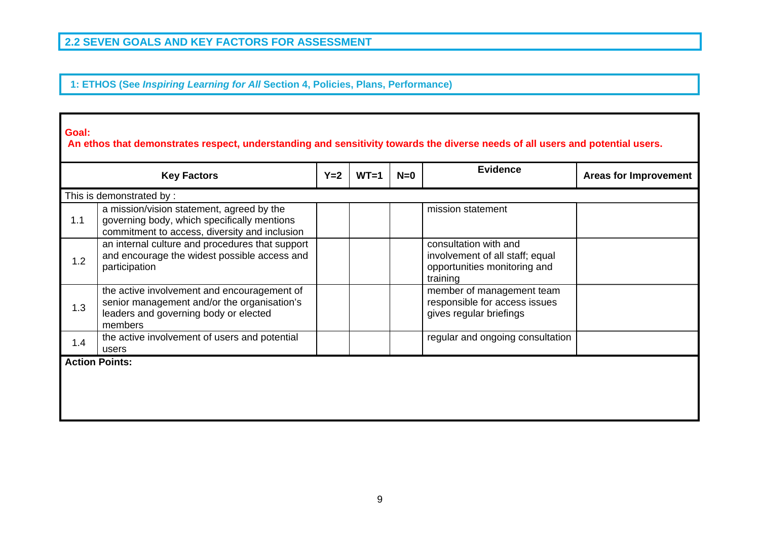## 2.2 SEVEN GOALS AND KEY FACTORS FOR ASSESSMENT

### 1: ETHOS (See *Inspiring Learning for All* Section 4, Policies, Plans, Performance)

**Goal:**
**An ethos that demonstrates respect, understanding and sensitivity towards the diverse needs of all users and potential users.**

| | Key Factors | Y=2 | WT=1 | N=0 | Evidence | Areas for Improvement |
|---|---|---|---|---|---|---|
| | This is demonstrated by : | | | | | |
| 1.1 | a mission/vision statement, agreed by the governing body, which specifically mentions commitment to access, diversity and inclusion | | | | mission statement | |
| 1.2 | an internal culture and procedures that support and encourage the widest possible access and participation | | | | consultation with and involvement of all staff; equal opportunities monitoring and training | |
| 1.3 | the active involvement and encouragement of senior management and/or the organisation's leaders and governing body or elected members | | | | member of management team responsible for access issues gives regular briefings | |
| 1.4 | the active involvement of users and potential users | | | | regular and ongoing consultation | |

**Action Points:**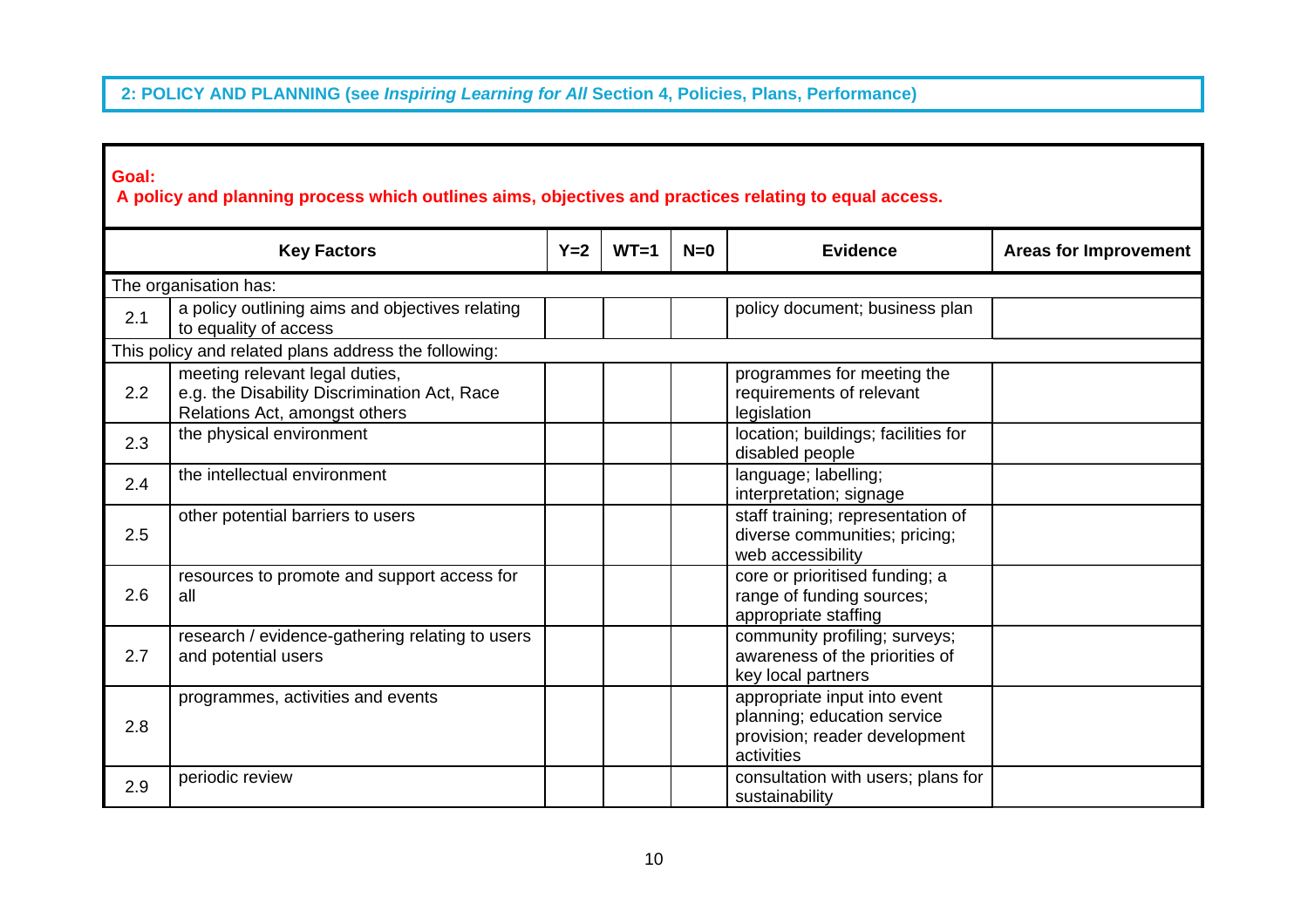## 2: POLICY AND PLANNING (see *Inspiring Learning for All* Section 4, Policies, Plans, Performance)

**Goal:**
**A policy and planning process which outlines aims, objectives and practices relating to equal access.**

| | Key Factors | Y=2 | WT=1 | N=0 | Evidence | Areas for Improvement |
|---|---|---|---|---|---|---|
| The organisation has: | | | | | | |
| 2.1 | a policy outlining aims and objectives relating to equality of access | | | | policy document; business plan | |
| This policy and related plans address the following: | | | | | | |
| 2.2 | meeting relevant legal duties, e.g. the Disability Discrimination Act, Race Relations Act, amongst others | | | | programmes for meeting the requirements of relevant legislation | |
| 2.3 | the physical environment | | | | location; buildings; facilities for disabled people | |
| 2.4 | the intellectual environment | | | | language; labelling; interpretation; signage | |
| 2.5 | other potential barriers to users | | | | staff training; representation of diverse communities; pricing; web accessibility | |
| 2.6 | resources to promote and support access for all | | | | core or prioritised funding; a range of funding sources; appropriate staffing | |
| 2.7 | research / evidence-gathering relating to users and potential users | | | | community profiling; surveys; awareness of the priorities of key local partners | |
| 2.8 | programmes, activities and events | | | | appropriate input into event planning; education service provision; reader development activities | |
| 2.9 | periodic review | | | | consultation with users; plans for sustainability | |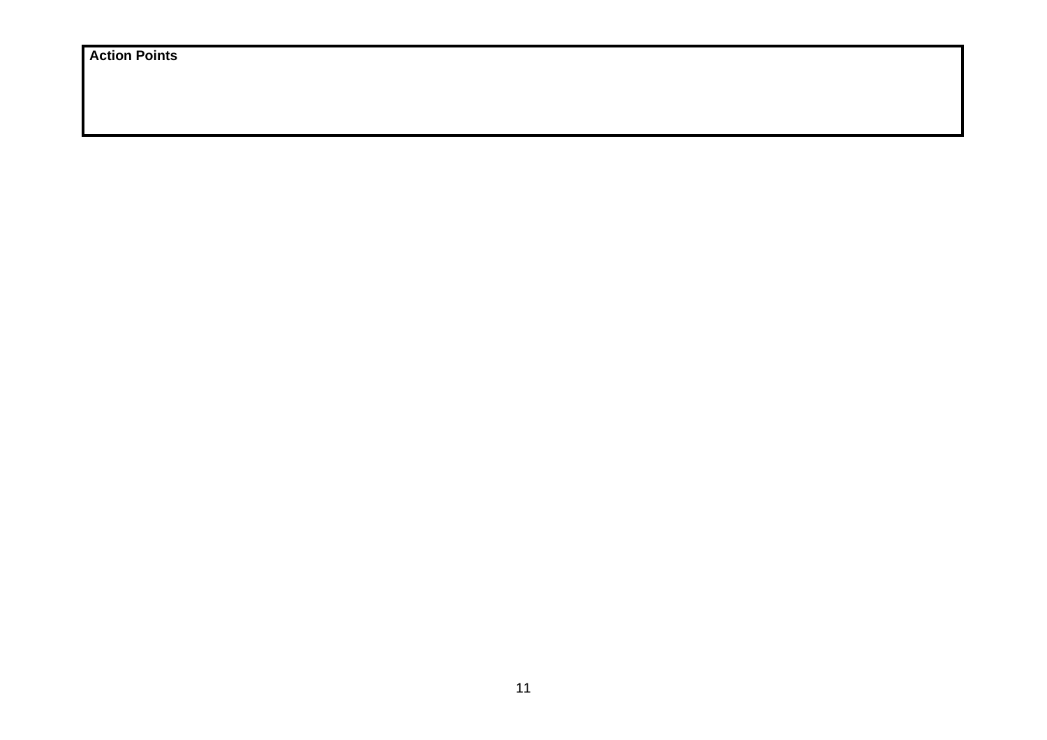| **Action Points** |
| --- |
| |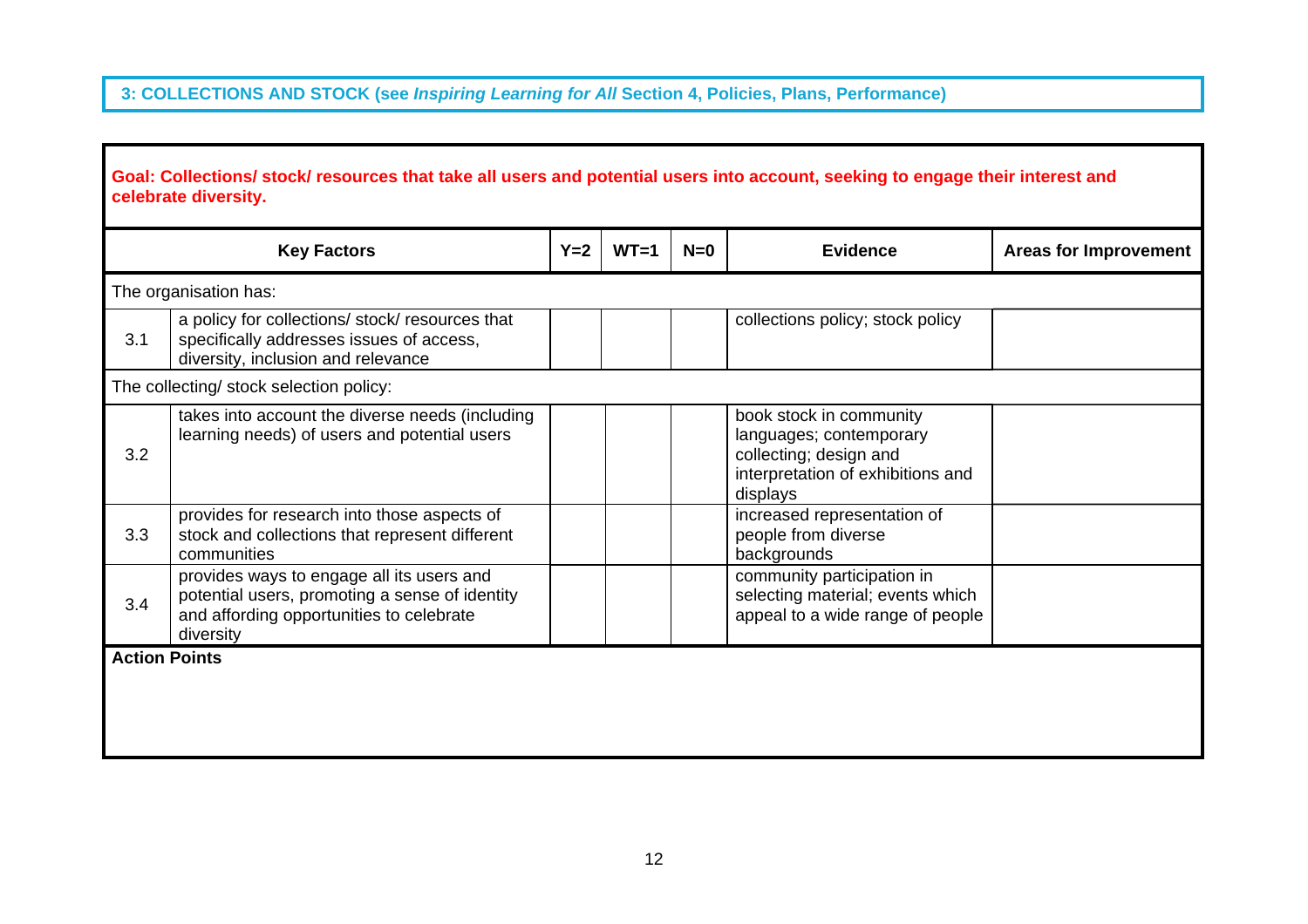## 3: COLLECTIONS AND STOCK (see *Inspiring Learning for All* Section 4, Policies, Plans, Performance)

**Goal: Collections/ stock/ resources that take all users and potential users into account, seeking to engage their interest and celebrate diversity.**

| | Key Factors | Y=2 | WT=1 | N=0 | Evidence | Areas for Improvement |
|---|---|---|---|---|---|---|
| The organisation has: | | | | | | |
| 3.1 | a policy for collections/ stock/ resources that specifically addresses issues of access, diversity, inclusion and relevance | | | | collections policy; stock policy | |
| The collecting/ stock selection policy: | | | | | | |
| 3.2 | takes into account the diverse needs (including learning needs) of users and potential users | | | | book stock in community languages; contemporary collecting; design and interpretation of exhibitions and displays | |
| 3.3 | provides for research into those aspects of stock and collections that represent different communities | | | | increased representation of people from diverse backgrounds | |
| 3.4 | provides ways to engage all its users and potential users, promoting a sense of identity and affording opportunities to celebrate diversity | | | | community participation in selecting material; events which appeal to a wide range of people | |

**Action Points**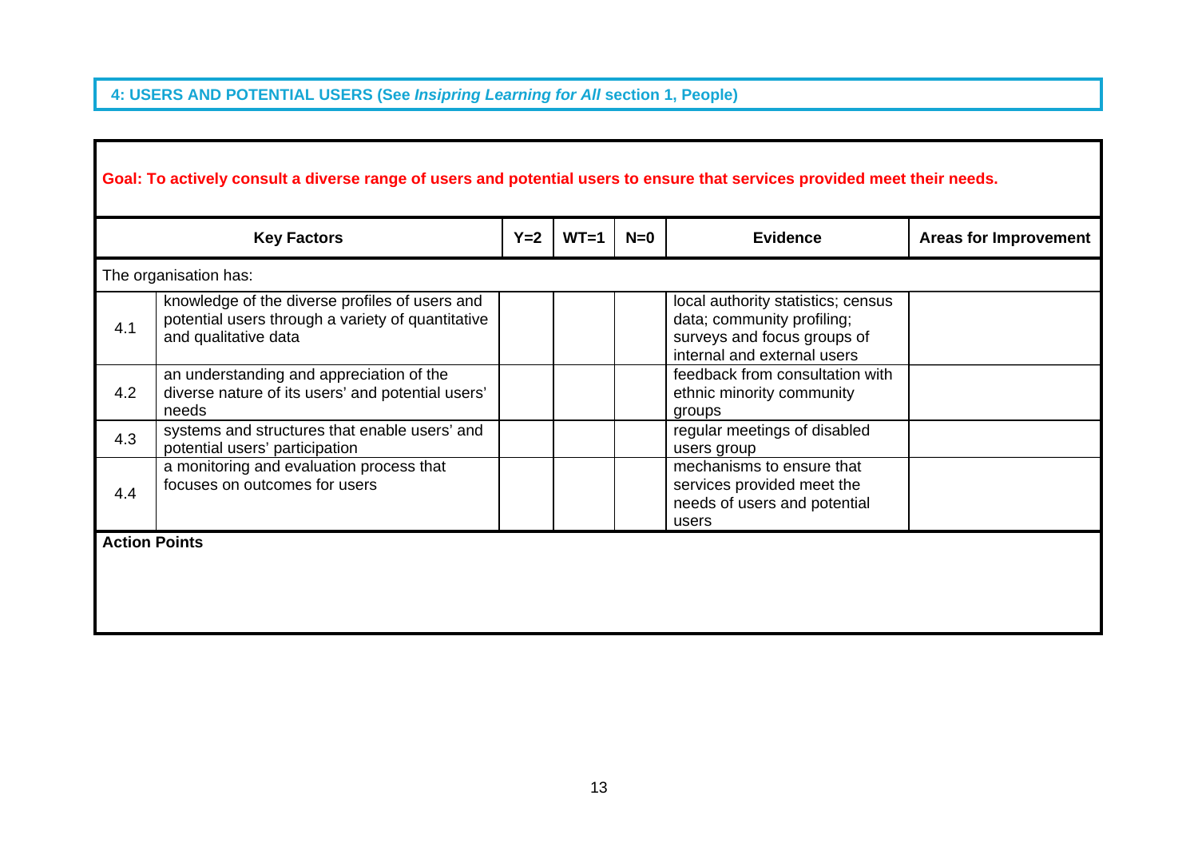## 4: USERS AND POTENTIAL USERS (See *Insipring Learning for All* section 1, People)

**Goal: To actively consult a diverse range of users and potential users to ensure that services provided meet their needs.**

| | Key Factors | Y=2 | WT=1 | N=0 | Evidence | Areas for Improvement |
|---|---|---|---|---|---|---|
| | The organisation has: | | | | | |
| 4.1 | knowledge of the diverse profiles of users and potential users through a variety of quantitative and qualitative data | | | | local authority statistics; census data; community profiling; surveys and focus groups of internal and external users | |
| 4.2 | an understanding and appreciation of the diverse nature of its users' and potential users' needs | | | | feedback from consultation with ethnic minority community groups | |
| 4.3 | systems and structures that enable users' and potential users' participation | | | | regular meetings of disabled users group | |
| 4.4 | a monitoring and evaluation process that focuses on outcomes for users | | | | mechanisms to ensure that services provided meet the needs of users and potential users | |

**Action Points**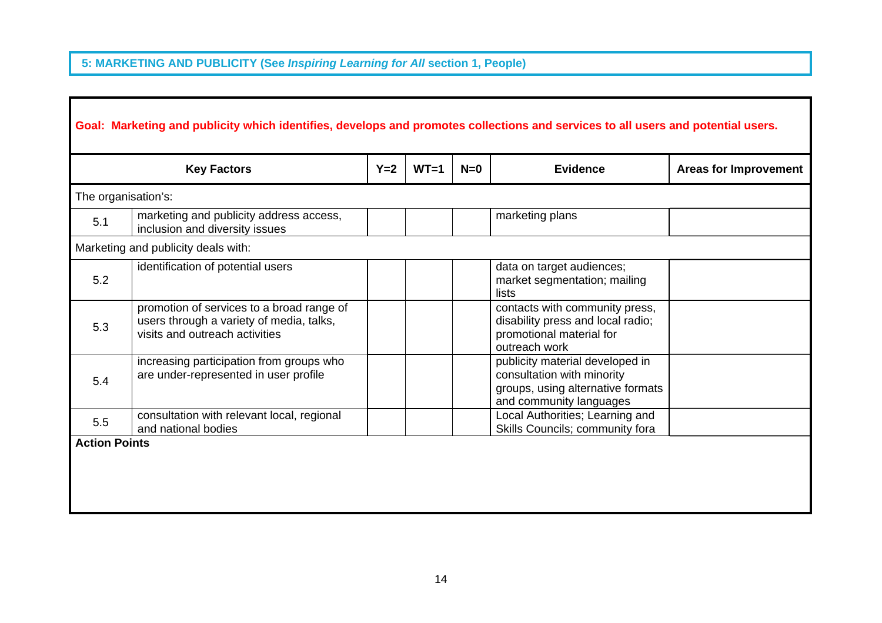## 5: MARKETING AND PUBLICITY (See *Inspiring Learning for All* section 1, People)

**Goal: Marketing and publicity which identifies, develops and promotes collections and services to all users and potential users.**

| | Key Factors | Y=2 | WT=1 | N=0 | Evidence | Areas for Improvement |
|---|---|---|---|---|---|---|
| The organisation's: | | | | | | |
| 5.1 | marketing and publicity address access, inclusion and diversity issues | | | | marketing plans | |
| Marketing and publicity deals with: | | | | | | |
| 5.2 | identification of potential users | | | | data on target audiences; market segmentation; mailing lists | |
| 5.3 | promotion of services to a broad range of users through a variety of media, talks, visits and outreach activities | | | | contacts with community press, disability press and local radio; promotional material for outreach work | |
| 5.4 | increasing participation from groups who are under-represented in user profile | | | | publicity material developed in consultation with minority groups, using alternative formats and community languages | |
| 5.5 | consultation with relevant local, regional and national bodies | | | | Local Authorities; Learning and Skills Councils; community fora | |

**Action Points**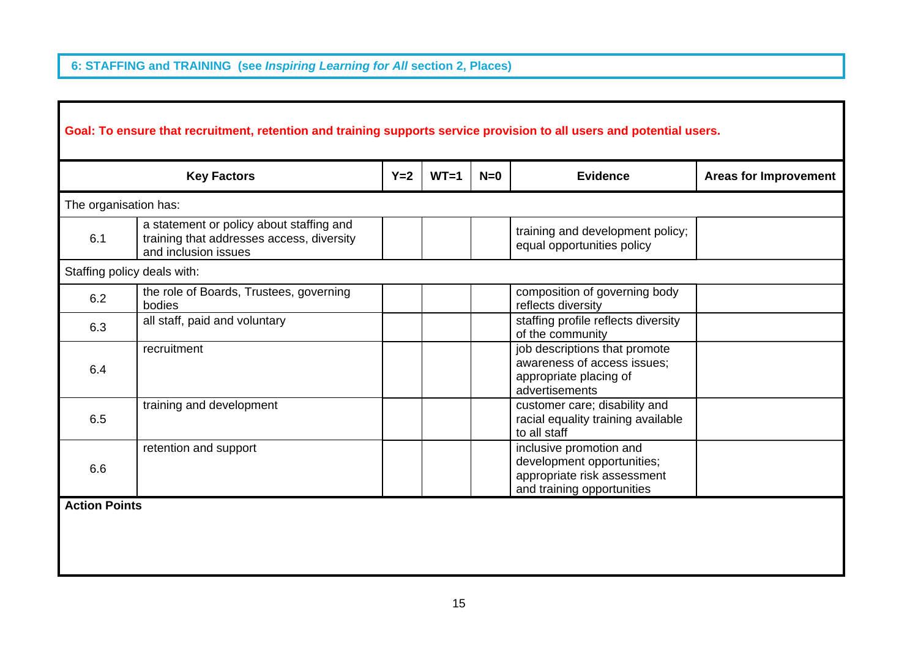## 6: STAFFING and TRAINING (see *Inspiring Learning for All* section 2, Places)

**Goal: To ensure that recruitment, retention and training supports service provision to all users and potential users.**

| Key Factors | | Y=2 | WT=1 | N=0 | Evidence | Areas for Improvement |
|---|---|---|---|---|---|---|
| The organisation has: | | | | | | |
| 6.1 | a statement or policy about staffing and training that addresses access, diversity and inclusion issues | | | | training and development policy; equal opportunities policy | |
| Staffing policy deals with: | | | | | | |
| 6.2 | the role of Boards, Trustees, governing bodies | | | | composition of governing body reflects diversity | |
| 6.3 | all staff, paid and voluntary | | | | staffing profile reflects diversity of the community | |
| 6.4 | recruitment | | | | job descriptions that promote awareness of access issues; appropriate placing of advertisements | |
| 6.5 | training and development | | | | customer care; disability and racial equality training available to all staff | |
| 6.6 | retention and support | | | | inclusive promotion and development opportunities; appropriate risk assessment and training opportunities | |

**Action Points**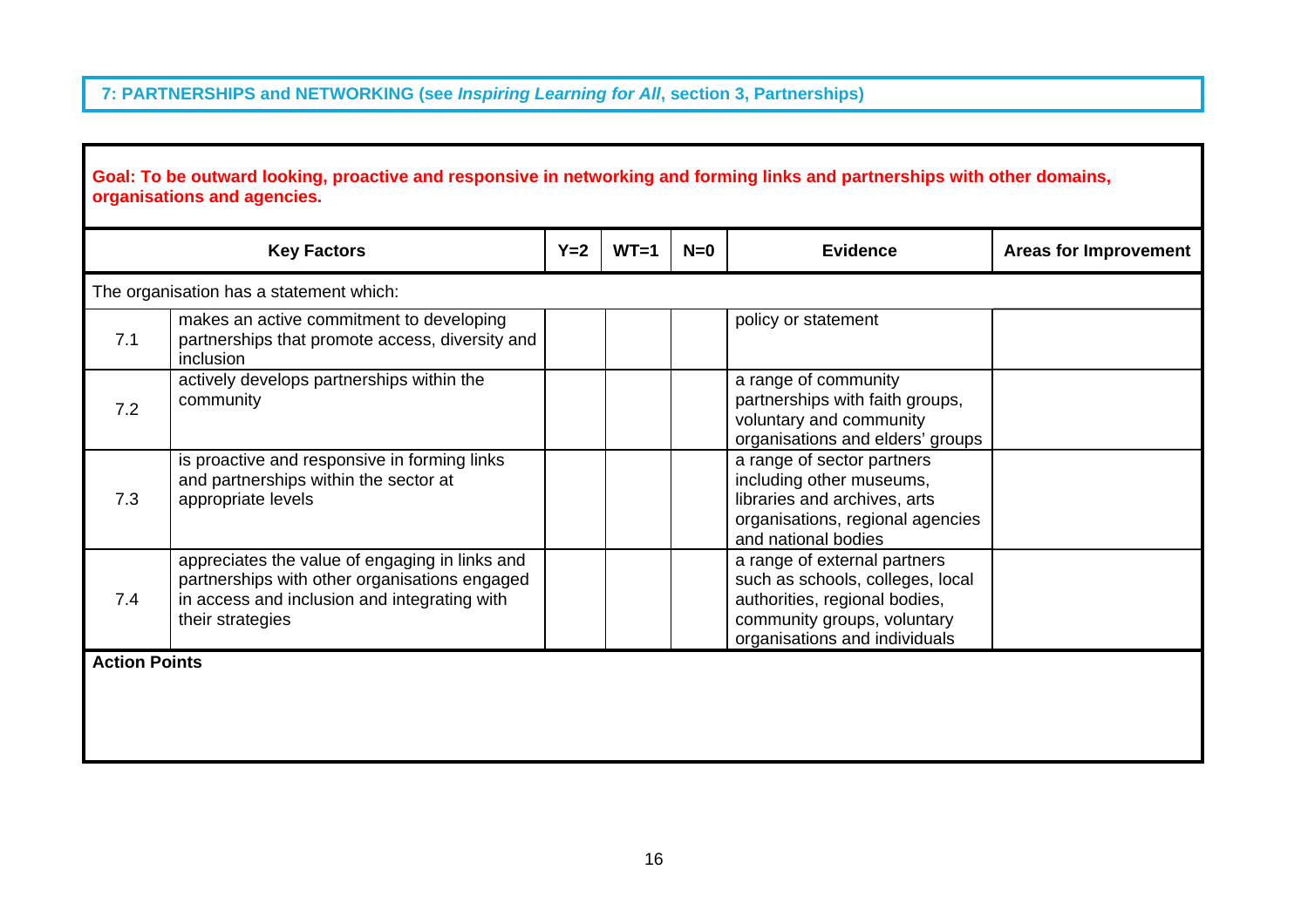## 7: PARTNERSHIPS and NETWORKING (see *Inspiring Learning for All*, section 3, Partnerships)

**Goal: To be outward looking, proactive and responsive in networking and forming links and partnerships with other domains, organisations and agencies.**

| | Key Factors | Y=2 | WT=1 | N=0 | Evidence | Areas for Improvement |
|---|---|---|---|---|---|---|
| | The organisation has a statement which: | | | | | |
| 7.1 | makes an active commitment to developing partnerships that promote access, diversity and inclusion | | | | policy or statement | |
| 7.2 | actively develops partnerships within the community | | | | a range of community partnerships with faith groups, voluntary and community organisations and elders' groups | |
| 7.3 | is proactive and responsive in forming links and partnerships within the sector at appropriate levels | | | | a range of sector partners including other museums, libraries and archives, arts organisations, regional agencies and national bodies | |
| 7.4 | appreciates the value of engaging in links and partnerships with other organisations engaged in access and inclusion and integrating with their strategies | | | | a range of external partners such as schools, colleges, local authorities, regional bodies, community groups, voluntary organisations and individuals | |

**Action Points**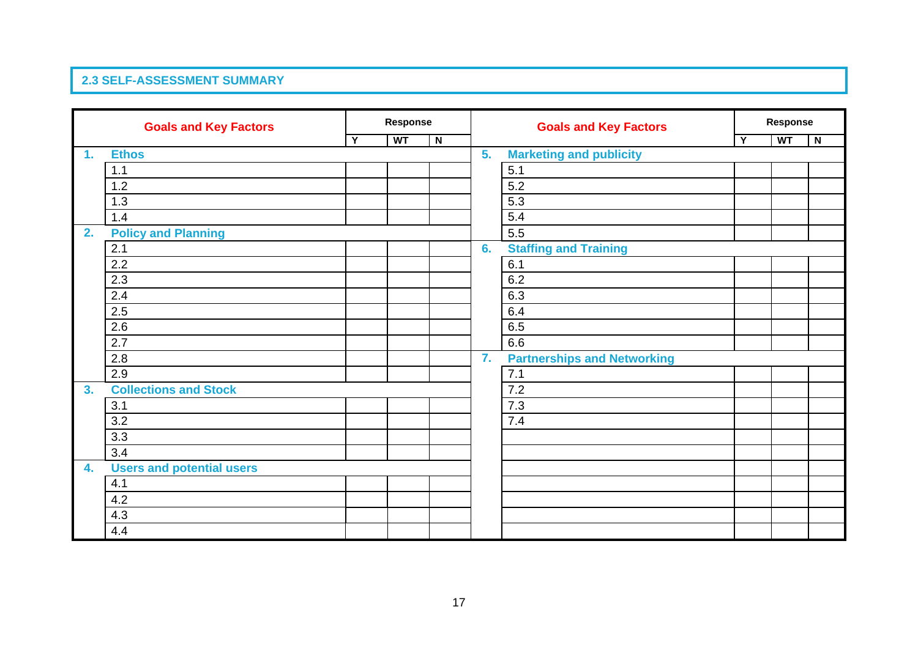## 2.3 SELF-ASSESSMENT SUMMARY

| Goals and Key Factors | | Response | | | Goals and Key Factors | | Response | | |
|---|---|---|---|---|---|---|---|---|---|
| | | Y | WT | N | | | Y | WT | N |
| 1. | Ethos | | | | 5. | Marketing and publicity | | | |
| | 1.1 | | | | | 5.1 | | | |
| | 1.2 | | | | | 5.2 | | | |
| | 1.3 | | | | | 5.3 | | | |
| | 1.4 | | | | | 5.4 | | | |
| 2. | Policy and Planning | | | | | 5.5 | | | |
| | 2.1 | | | | 6. | Staffing and Training | | | |
| | 2.2 | | | | | 6.1 | | | |
| | 2.3 | | | | | 6.2 | | | |
| | 2.4 | | | | | 6.3 | | | |
| | 2.5 | | | | | 6.4 | | | |
| | 2.6 | | | | | 6.5 | | | |
| | 2.7 | | | | | 6.6 | | | |
| | 2.8 | | | | 7. | Partnerships and Networking | | | |
| | 2.9 | | | | | 7.1 | | | |
| 3. | Collections and Stock | | | | | 7.2 | | | |
| | 3.1 | | | | | 7.3 | | | |
| | 3.2 | | | | | 7.4 | | | |
| | 3.3 | | | | | | | | |
| | 3.4 | | | | | | | | |
| 4. | Users and potential users | | | | | | | | |
| | 4.1 | | | | | | | | |
| | 4.2 | | | | | | | | |
| | 4.3 | | | | | | | | |
| | 4.4 | | | | | | | | |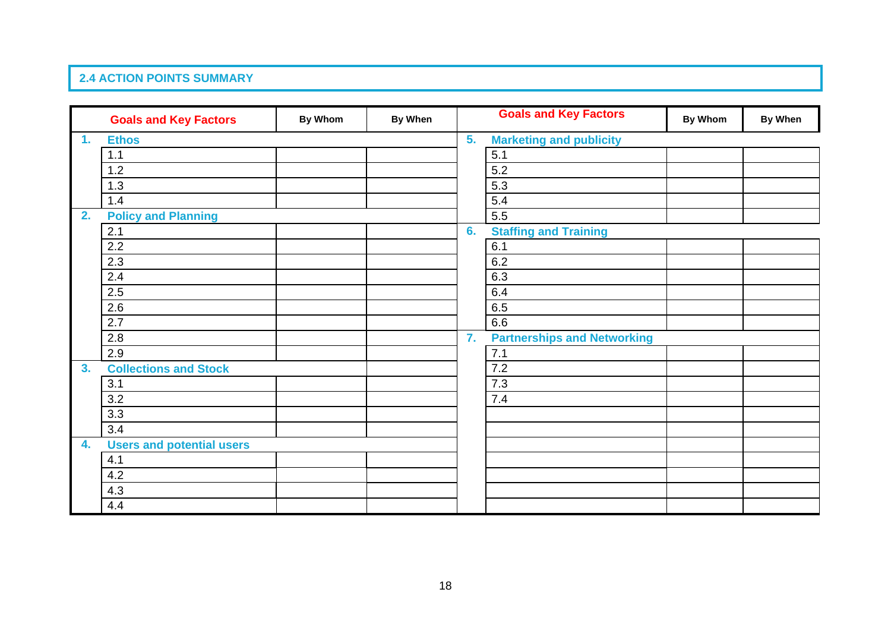## 2.4 ACTION POINTS SUMMARY

| | Goals and Key Factors | By Whom | By When | | Goals and Key Factors | By Whom | By When |
|---|---|---|---|---|---|---|---|
| 1. | Ethos | | | 5. | Marketing and publicity | | |
| | 1.1 | | | | 5.1 | | |
| | 1.2 | | | | 5.2 | | |
| | 1.3 | | | | 5.3 | | |
| | 1.4 | | | | 5.4 | | |
| 2. | Policy and Planning | | | | 5.5 | | |
| | 2.1 | | | 6. | Staffing and Training | | |
| | 2.2 | | | | 6.1 | | |
| | 2.3 | | | | 6.2 | | |
| | 2.4 | | | | 6.3 | | |
| | 2.5 | | | | 6.4 | | |
| | 2.6 | | | | 6.5 | | |
| | 2.7 | | | | 6.6 | | |
| | 2.8 | | | 7. | Partnerships and Networking | | |
| | 2.9 | | | | 7.1 | | |
| 3. | Collections and Stock | | | | 7.2 | | |
| | 3.1 | | | | 7.3 | | |
| | 3.2 | | | | 7.4 | | |
| | 3.3 | | | | | | |
| | 3.4 | | | | | | |
| 4. | Users and potential users | | | | | | |
| | 4.1 | | | | | | |
| | 4.2 | | | | | | |
| | 4.3 | | | | | | |
| | 4.4 | | | | | | |